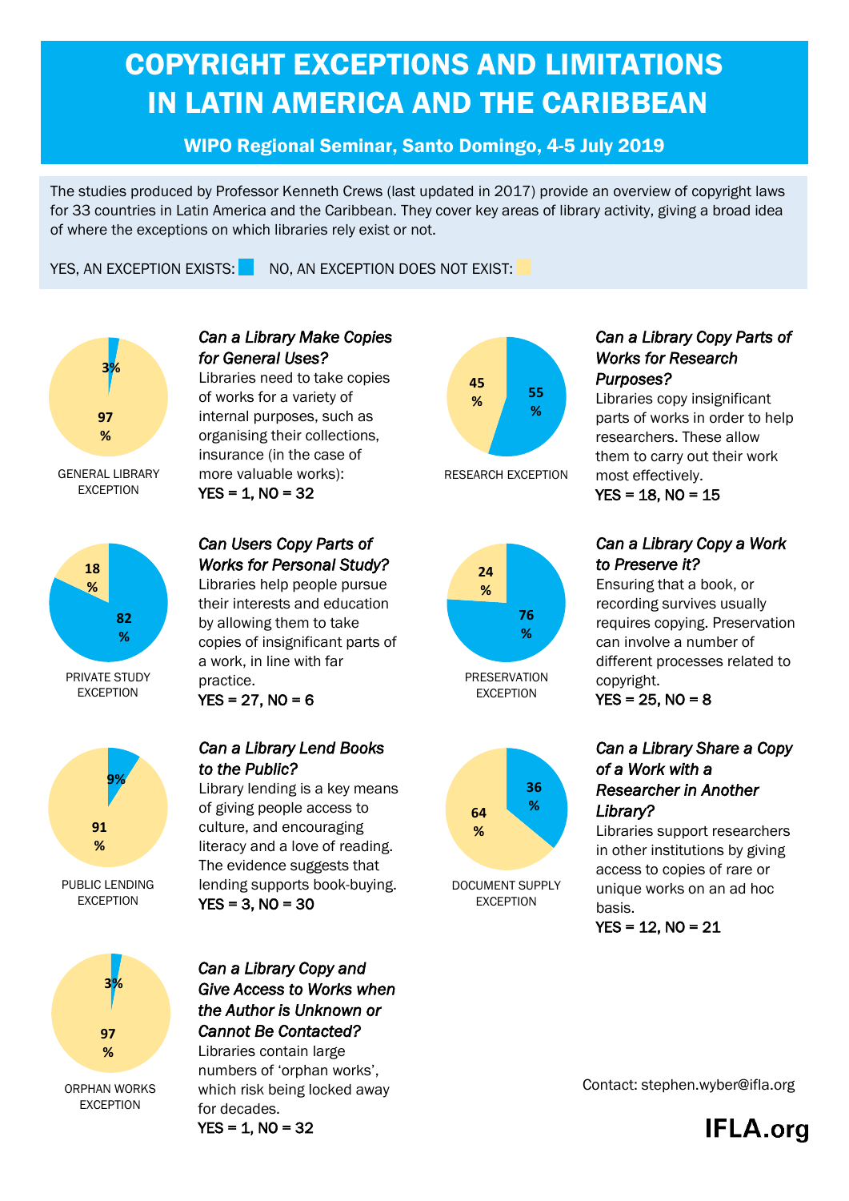# COPYRIGHT EXCEPTIONS AND LIMITATIONS IN LATIN AMERICA AND THE CARIBBEAN

## WIPO Regional Seminar, Santo Domingo, 4-5 July 2019

The studies produced by Professor Kenneth Crews (last updated in 2017) provide an overview of copyright laws for 33 countries in Latin America and the Caribbean. They cover key areas of library activity, giving a broad idea of where the exceptions on which libraries rely exist or not.

YES, AN EXCEPTION EXISTS: ■ NO, AN EXCEPTION DOES NOT EXIST: ■

3% / 97 %

GENERAL LIBRARY EXCEPTION

### *Can a Library Make Copies for General Uses?*

Libraries need to take copies of works for a variety of internal purposes, such as organising their collections, insurance (in the case of more valuable works):

**YES = 1, NO = 32**

45 % / 55 %

RESEARCH EXCEPTION

### *Can a Library Copy Parts of Works for Research Purposes?*

Libraries copy insignificant parts of works in order to help researchers. These allow them to carry out their work most effectively.

**YES = 18, NO = 15**

18 % / 82 %

PRIVATE STUDY EXCEPTION

### *Can Users Copy Parts of Works for Personal Study?*

Libraries help people pursue their interests and education by allowing them to take copies of insignificant parts of a work, in line with far practice.

**YES = 27, NO = 6**

24 % / 76 %

PRESERVATION EXCEPTION

### *Can a Library Copy a Work to Preserve it?*

Ensuring that a book, or recording survives usually requires copying. Preservation can involve a number of different processes related to copyright.

**YES = 25, NO = 8**

9% / 91 %

PUBLIC LENDING EXCEPTION

### *Can a Library Lend Books to the Public?*

Library lending is a key means of giving people access to culture, and encouraging literacy and a love of reading. The evidence suggests that lending supports book-buying.

**YES = 3, NO = 30**

36 % / 64 %

DOCUMENT SUPPLY EXCEPTION

### *Can a Library Share a Copy of a Work with a Researcher in Another Library?*

Libraries support researchers in other institutions by giving access to copies of rare or unique works on an ad hoc basis.

**YES = 12, NO = 21**

3% / 97 %

ORPHAN WORKS EXCEPTION

### *Can a Library Copy and Give Access to Works when the Author is Unknown or Cannot Be Contacted?*

Libraries contain large numbers of 'orphan works', which risk being locked away for decades.

**YES = 1, NO = 32**

Contact: stephen.wyber@ifla.org

**IFLA.org**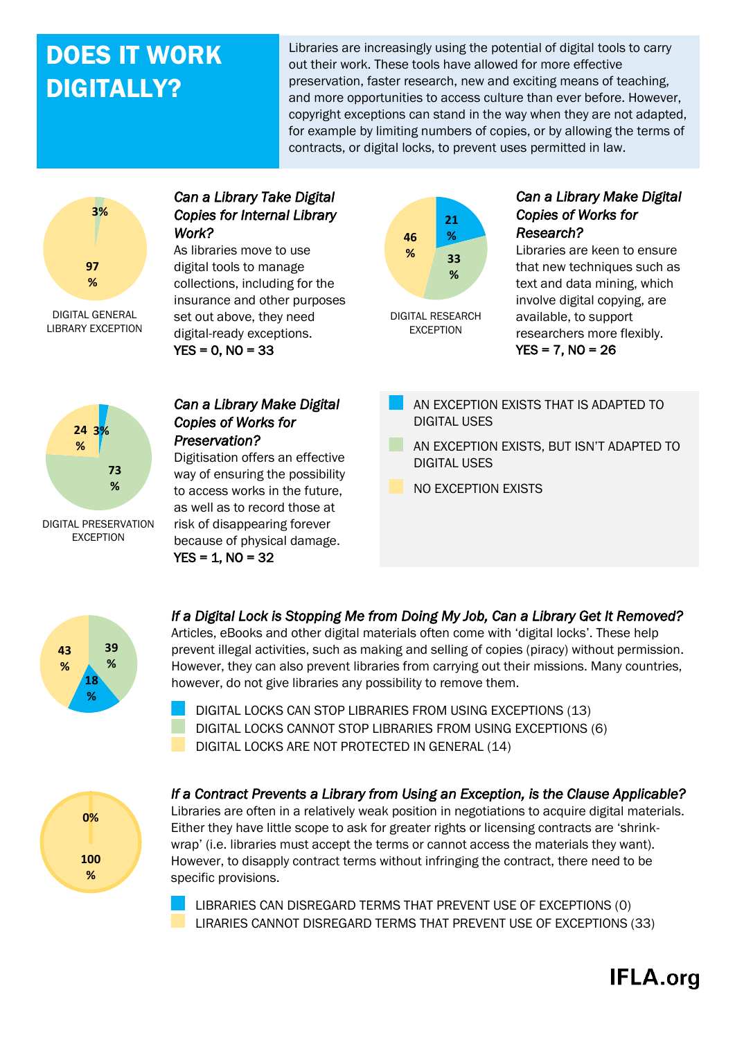# DOES IT WORK DIGITALLY?

Libraries are increasingly using the potential of digital tools to carry out their work. These tools have allowed for more effective preservation, faster research, new and exciting means of teaching, and more opportunities to access culture than ever before. However, copyright exceptions can stand in the way when they are not adapted, for example by limiting numbers of copies, or by allowing the terms of contracts, or digital locks, to prevent uses permitted in law.

3%
97 %

DIGITAL GENERAL LIBRARY EXCEPTION

### *Can a Library Take Digital Copies for Internal Library Work?*

As libraries move to use digital tools to manage collections, including for the insurance and other purposes set out above, they need digital-ready exceptions.

**YES = 0, NO = 33**

21 %
33 %
46 %

DIGITAL RESEARCH EXCEPTION

### *Can a Library Make Digital Copies of Works for Research?*

Libraries are keen to ensure that new techniques such as text and data mining, which involve digital copying, are available, to support researchers more flexibly.

**YES = 7, NO = 26**

24 %
3%
73 %

DIGITAL PRESERVATION EXCEPTION

### *Can a Library Make Digital Copies of Works for Preservation?*

Digitisation offers an effective way of ensuring the possibility to access works in the future, as well as to record those at risk of disappearing forever because of physical damage.

**YES = 1, NO = 32**

- AN EXCEPTION EXISTS THAT IS ADAPTED TO DIGITAL USES
- AN EXCEPTION EXISTS, BUT ISN'T ADAPTED TO DIGITAL USES
- NO EXCEPTION EXISTS

43 %
39 %
18 %

### *If a Digital Lock is Stopping Me from Doing My Job, Can a Library Get It Removed?*

Articles, eBooks and other digital materials often come with 'digital locks'. These help prevent illegal activities, such as making and selling of copies (piracy) without permission. However, they can also prevent libraries from carrying out their missions. Many countries, however, do not give libraries any possibility to remove them.

- DIGITAL LOCKS CAN STOP LIBRARIES FROM USING EXCEPTIONS (13)
- DIGITAL LOCKS CANNOT STOP LIBRARIES FROM USING EXCEPTIONS (6)
- DIGITAL LOCKS ARE NOT PROTECTED IN GENERAL (14)

0%
100 %

### *If a Contract Prevents a Library from Using an Exception, is the Clause Applicable?*

Libraries are often in a relatively weak position in negotiations to acquire digital materials. Either they have little scope to ask for greater rights or licensing contracts are 'shrink-wrap' (i.e. libraries must accept the terms or cannot access the materials they want). However, to disapply contract terms without infringing the contract, there need to be specific provisions.

- LIBRARIES CAN DISREGARD TERMS THAT PREVENT USE OF EXCEPTIONS (0)
- LIRARIES CANNOT DISREGARD TERMS THAT PREVENT USE OF EXCEPTIONS (33)

IFLA.org